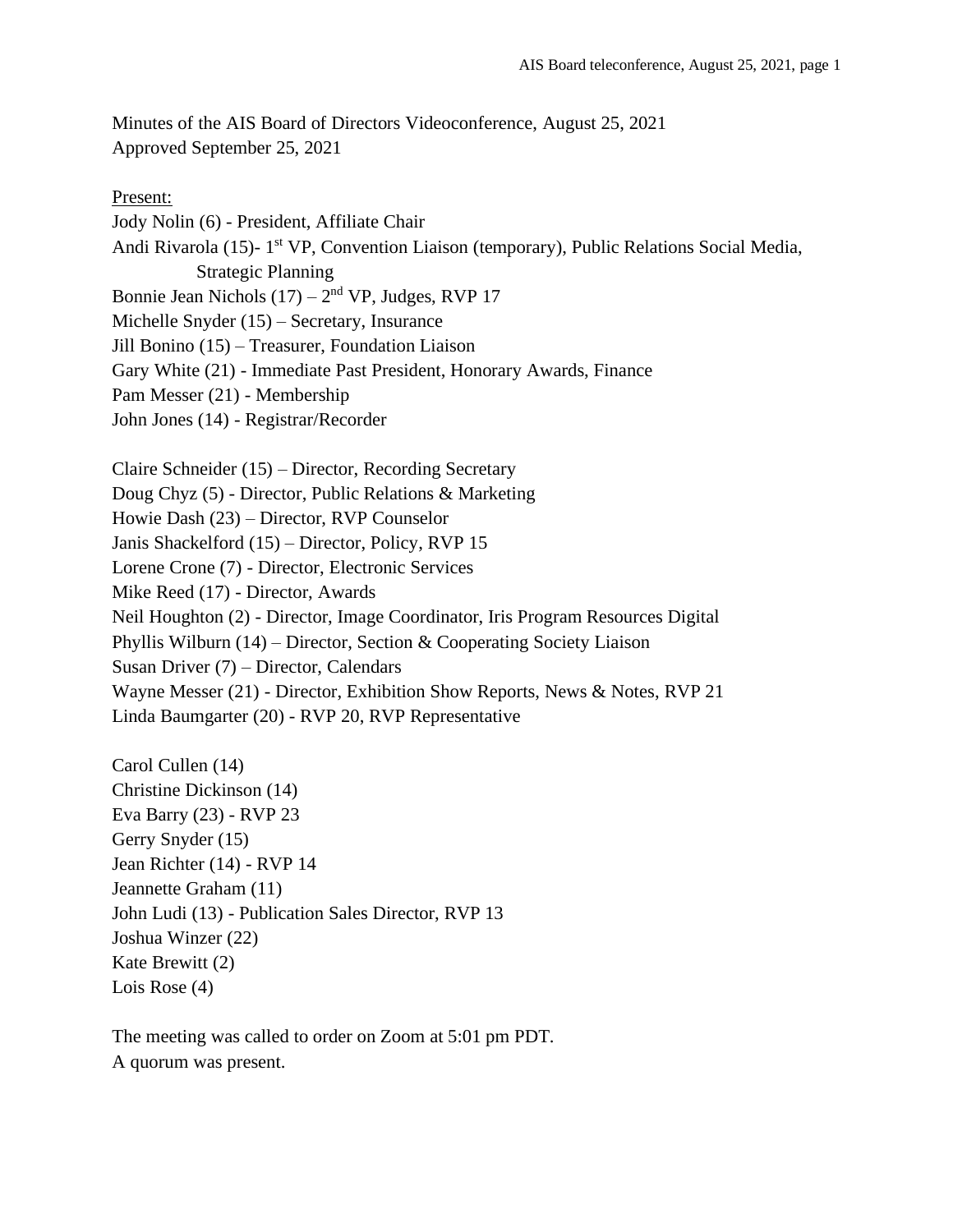Minutes of the AIS Board of Directors Videoconference, August 25, 2021
Approved September 25, 2021

Present:

Jody Nolin (6) - President, Affiliate Chair
Andi Rivarola (15)- 1st VP, Convention Liaison (temporary), Public Relations Social Media, Strategic Planning
Bonnie Jean Nichols (17) – 2nd VP, Judges, RVP 17
Michelle Snyder (15) – Secretary, Insurance
Jill Bonino (15) – Treasurer, Foundation Liaison
Gary White (21) - Immediate Past President, Honorary Awards, Finance
Pam Messer (21) - Membership
John Jones (14) - Registrar/Recorder

Claire Schneider (15) – Director, Recording Secretary
Doug Chyz (5) - Director, Public Relations & Marketing
Howie Dash (23) – Director, RVP Counselor
Janis Shackelford (15) – Director, Policy, RVP 15
Lorene Crone (7) - Director, Electronic Services
Mike Reed (17) - Director, Awards
Neil Houghton (2) - Director, Image Coordinator, Iris Program Resources Digital
Phyllis Wilburn (14) – Director, Section & Cooperating Society Liaison
Susan Driver (7) – Director, Calendars
Wayne Messer (21) - Director, Exhibition Show Reports, News & Notes, RVP 21
Linda Baumgarter (20) - RVP 20, RVP Representative

Carol Cullen (14)
Christine Dickinson (14)
Eva Barry (23) - RVP 23
Gerry Snyder (15)
Jean Richter (14) - RVP 14
Jeannette Graham (11)
John Ludi (13) - Publication Sales Director, RVP 13
Joshua Winzer (22)
Kate Brewitt (2)
Lois Rose (4)

The meeting was called to order on Zoom at 5:01 pm PDT.
A quorum was present.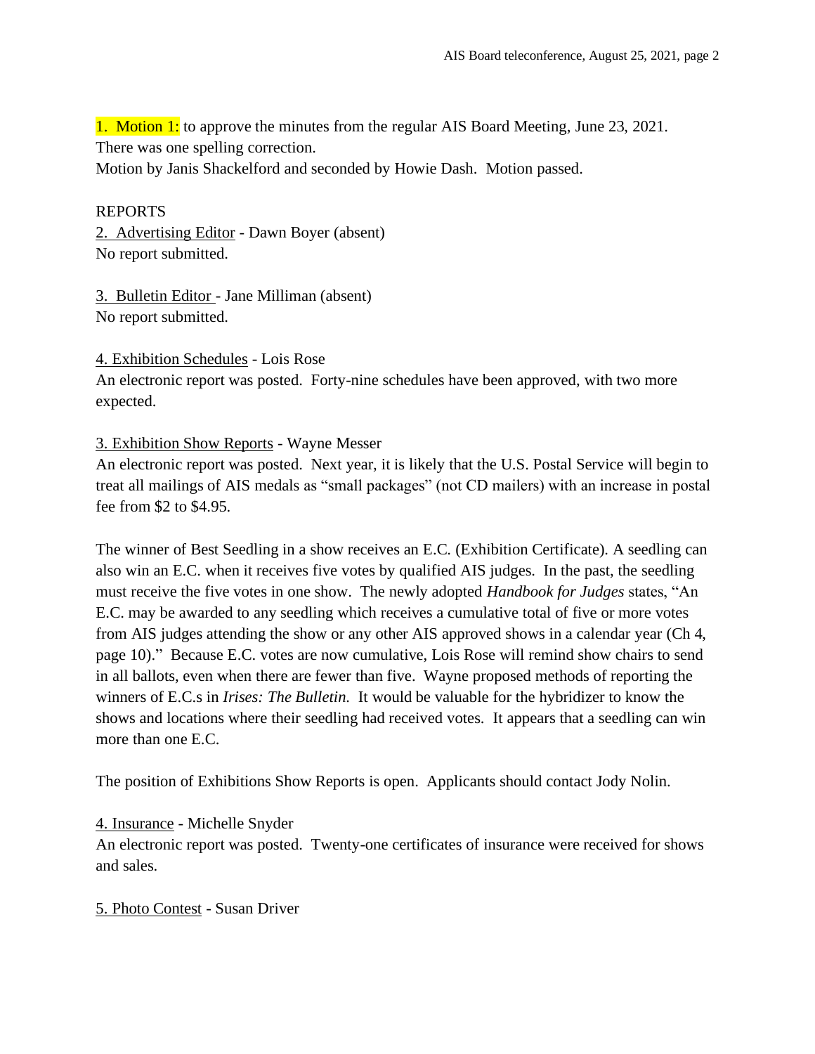1. Motion 1: to approve the minutes from the regular AIS Board Meeting, June 23, 2021. There was one spelling correction.
Motion by Janis Shackelford and seconded by Howie Dash. Motion passed.

REPORTS

2. Advertising Editor - Dawn Boyer (absent)
No report submitted.

3. Bulletin Editor - Jane Milliman (absent)
No report submitted.

4. Exhibition Schedules - Lois Rose
An electronic report was posted. Forty-nine schedules have been approved, with two more expected.

3. Exhibition Show Reports - Wayne Messer
An electronic report was posted. Next year, it is likely that the U.S. Postal Service will begin to treat all mailings of AIS medals as "small packages" (not CD mailers) with an increase in postal fee from $2 to $4.95.

The winner of Best Seedling in a show receives an E.C. (Exhibition Certificate). A seedling can also win an E.C. when it receives five votes by qualified AIS judges. In the past, the seedling must receive the five votes in one show. The newly adopted *Handbook for Judges* states, "An E.C. may be awarded to any seedling which receives a cumulative total of five or more votes from AIS judges attending the show or any other AIS approved shows in a calendar year (Ch 4, page 10)." Because E.C. votes are now cumulative, Lois Rose will remind show chairs to send in all ballots, even when there are fewer than five. Wayne proposed methods of reporting the winners of E.C.s in *Irises: The Bulletin.* It would be valuable for the hybridizer to know the shows and locations where their seedling had received votes. It appears that a seedling can win more than one E.C.

The position of Exhibitions Show Reports is open. Applicants should contact Jody Nolin.

4. Insurance - Michelle Snyder
An electronic report was posted. Twenty-one certificates of insurance were received for shows and sales.

5. Photo Contest - Susan Driver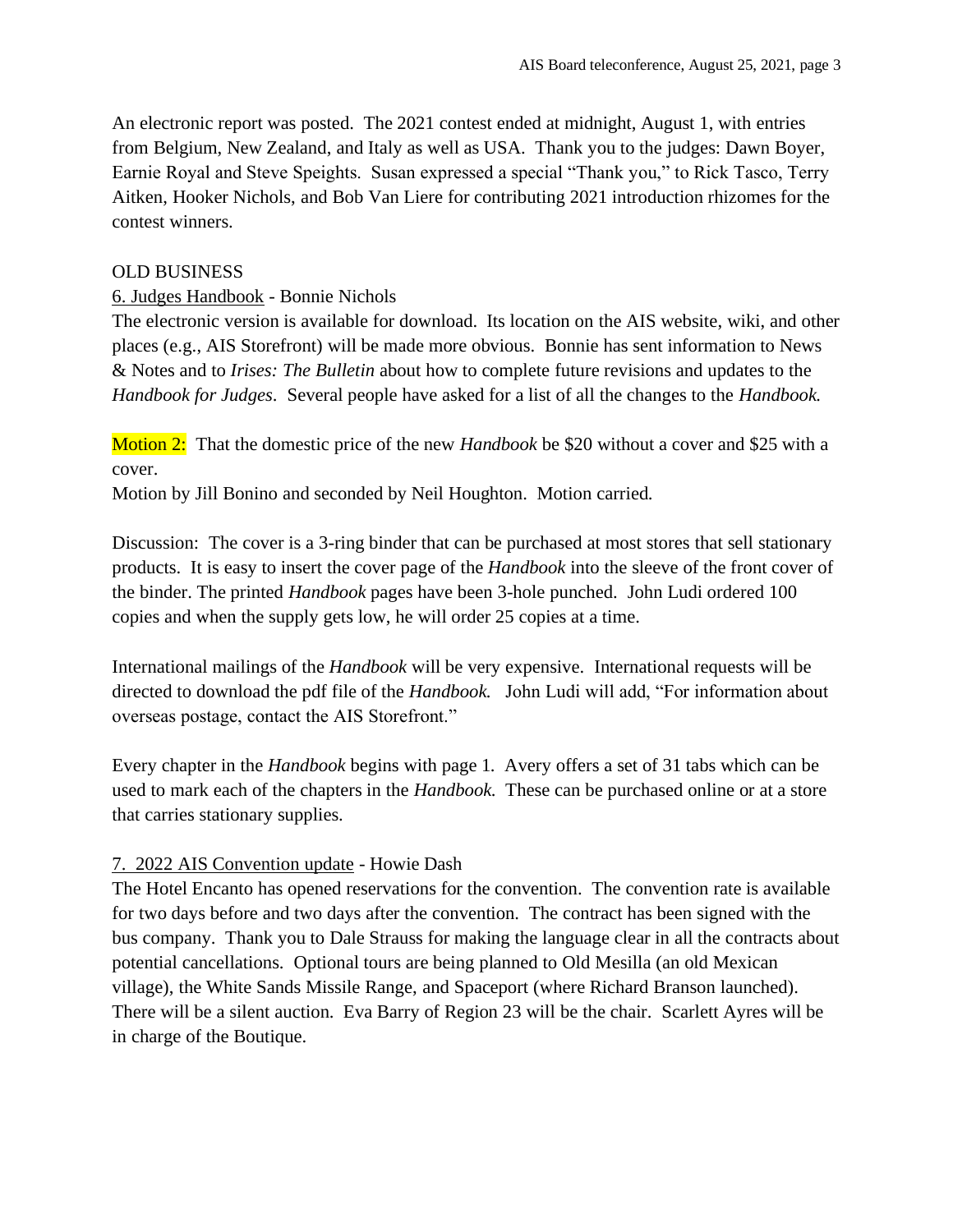An electronic report was posted. The 2021 contest ended at midnight, August 1, with entries from Belgium, New Zealand, and Italy as well as USA. Thank you to the judges: Dawn Boyer, Earnie Royal and Steve Speights. Susan expressed a special "Thank you," to Rick Tasco, Terry Aitken, Hooker Nichols, and Bob Van Liere for contributing 2021 introduction rhizomes for the contest winners.

OLD BUSINESS

6. Judges Handbook - Bonnie Nichols

The electronic version is available for download. Its location on the AIS website, wiki, and other places (e.g., AIS Storefront) will be made more obvious. Bonnie has sent information to News & Notes and to *Irises: The Bulletin* about how to complete future revisions and updates to the *Handbook for Judges*. Several people have asked for a list of all the changes to the *Handbook.*

Motion 2: That the domestic price of the new *Handbook* be $20 without a cover and $25 with a cover.

Motion by Jill Bonino and seconded by Neil Houghton. Motion carried.

Discussion: The cover is a 3-ring binder that can be purchased at most stores that sell stationary products. It is easy to insert the cover page of the *Handbook* into the sleeve of the front cover of the binder. The printed *Handbook* pages have been 3-hole punched. John Ludi ordered 100 copies and when the supply gets low, he will order 25 copies at a time.

International mailings of the *Handbook* will be very expensive. International requests will be directed to download the pdf file of the *Handbook.* John Ludi will add, "For information about overseas postage, contact the AIS Storefront."

Every chapter in the *Handbook* begins with page 1. Avery offers a set of 31 tabs which can be used to mark each of the chapters in the *Handbook.* These can be purchased online or at a store that carries stationary supplies.

7. 2022 AIS Convention update - Howie Dash

The Hotel Encanto has opened reservations for the convention. The convention rate is available for two days before and two days after the convention. The contract has been signed with the bus company. Thank you to Dale Strauss for making the language clear in all the contracts about potential cancellations. Optional tours are being planned to Old Mesilla (an old Mexican village), the White Sands Missile Range, and Spaceport (where Richard Branson launched). There will be a silent auction. Eva Barry of Region 23 will be the chair. Scarlett Ayres will be in charge of the Boutique.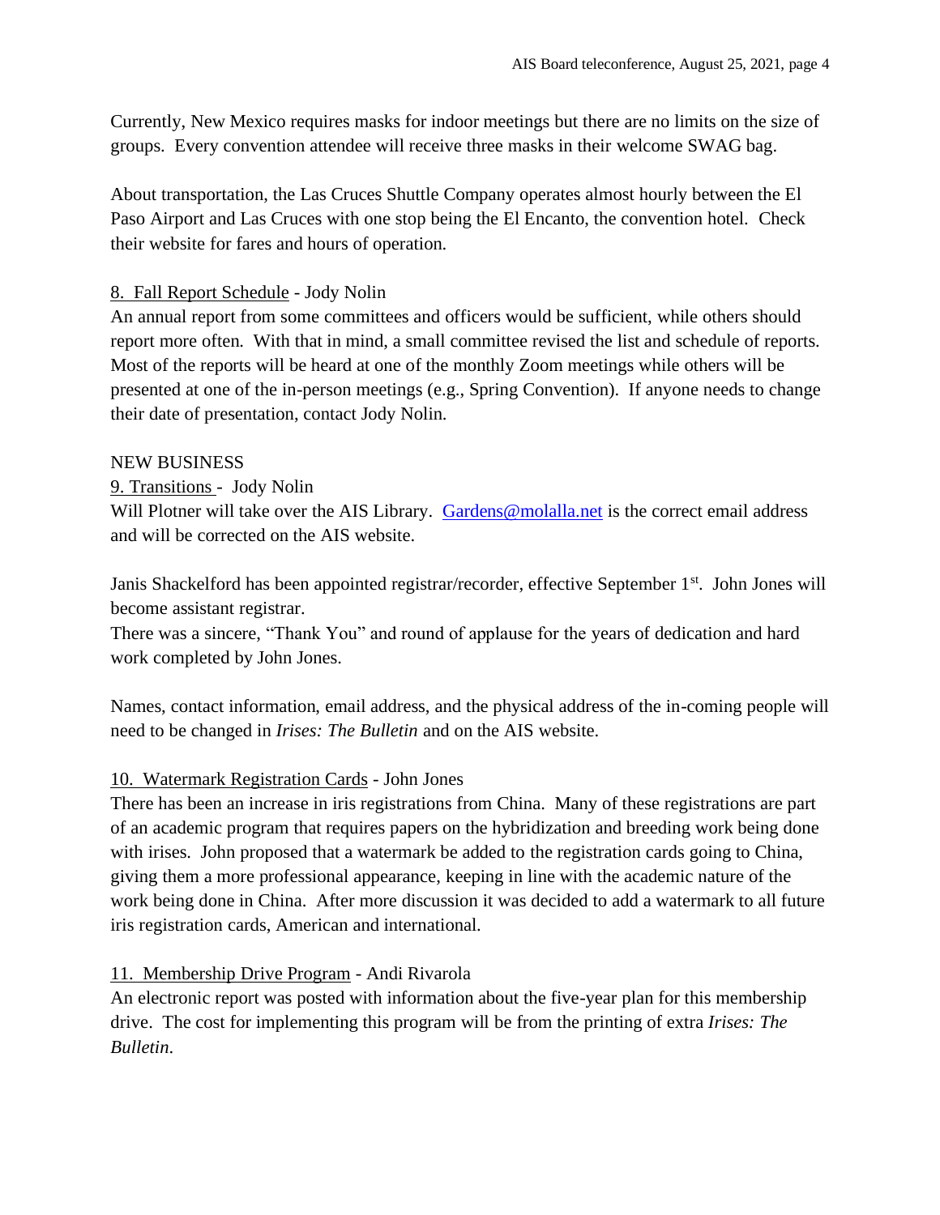Currently, New Mexico requires masks for indoor meetings but there are no limits on the size of groups. Every convention attendee will receive three masks in their welcome SWAG bag.

About transportation, the Las Cruces Shuttle Company operates almost hourly between the El Paso Airport and Las Cruces with one stop being the El Encanto, the convention hotel. Check their website for fares and hours of operation.

8. Fall Report Schedule - Jody Nolin

An annual report from some committees and officers would be sufficient, while others should report more often. With that in mind, a small committee revised the list and schedule of reports. Most of the reports will be heard at one of the monthly Zoom meetings while others will be presented at one of the in-person meetings (e.g., Spring Convention). If anyone needs to change their date of presentation, contact Jody Nolin.

NEW BUSINESS

9. Transitions - Jody Nolin

Will Plotner will take over the AIS Library. Gardens@molalla.net is the correct email address and will be corrected on the AIS website.

Janis Shackelford has been appointed registrar/recorder, effective September 1st. John Jones will become assistant registrar.

There was a sincere, "Thank You" and round of applause for the years of dedication and hard work completed by John Jones.

Names, contact information, email address, and the physical address of the in-coming people will need to be changed in *Irises: The Bulletin* and on the AIS website.

10. Watermark Registration Cards - John Jones

There has been an increase in iris registrations from China. Many of these registrations are part of an academic program that requires papers on the hybridization and breeding work being done with irises. John proposed that a watermark be added to the registration cards going to China, giving them a more professional appearance, keeping in line with the academic nature of the work being done in China. After more discussion it was decided to add a watermark to all future iris registration cards, American and international.

11. Membership Drive Program - Andi Rivarola

An electronic report was posted with information about the five-year plan for this membership drive. The cost for implementing this program will be from the printing of extra *Irises: The Bulletin*.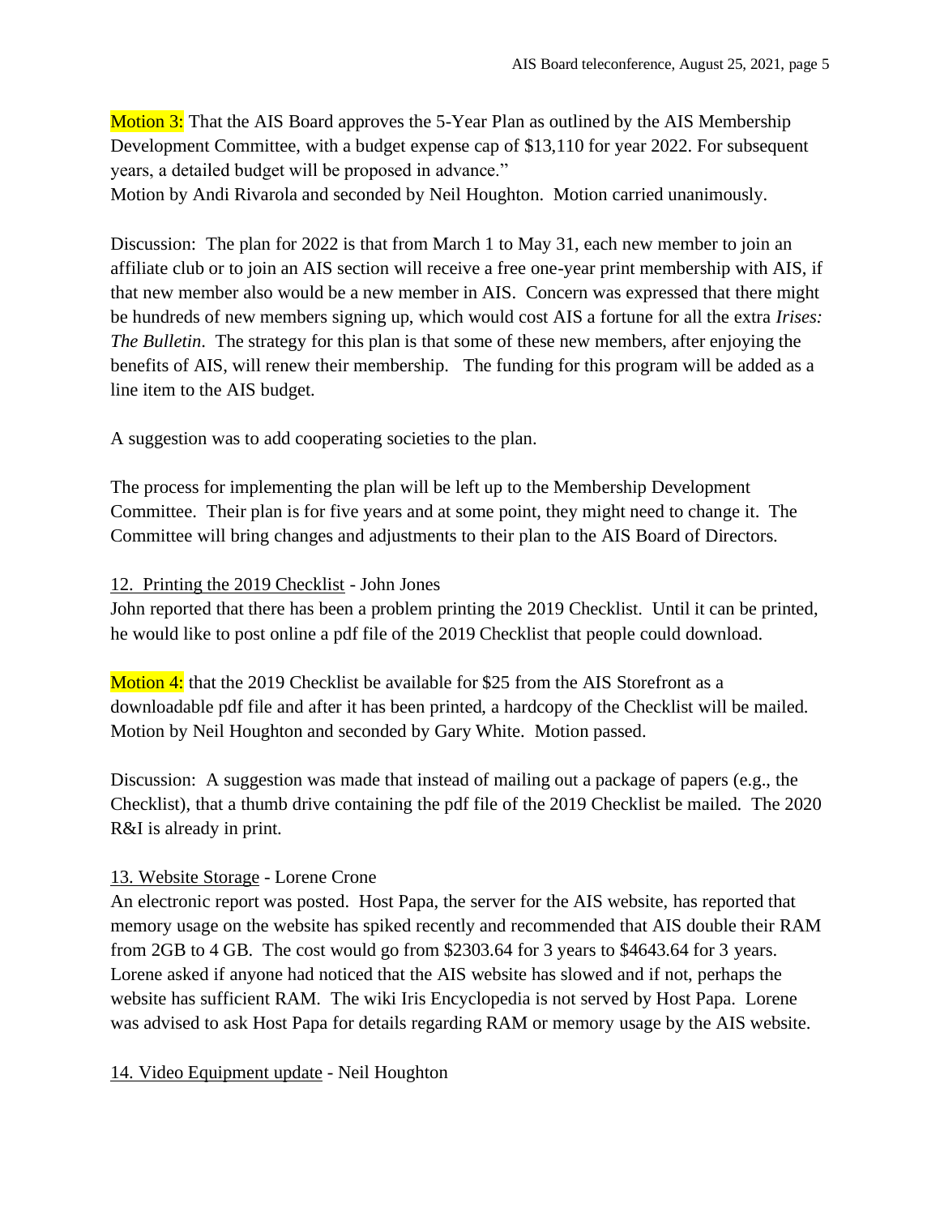Motion 3: That the AIS Board approves the 5-Year Plan as outlined by the AIS Membership Development Committee, with a budget expense cap of $13,110 for year 2022. For subsequent years, a detailed budget will be proposed in advance."
Motion by Andi Rivarola and seconded by Neil Houghton. Motion carried unanimously.

Discussion: The plan for 2022 is that from March 1 to May 31, each new member to join an affiliate club or to join an AIS section will receive a free one-year print membership with AIS, if that new member also would be a new member in AIS. Concern was expressed that there might be hundreds of new members signing up, which would cost AIS a fortune for all the extra *Irises: The Bulletin*. The strategy for this plan is that some of these new members, after enjoying the benefits of AIS, will renew their membership. The funding for this program will be added as a line item to the AIS budget.

A suggestion was to add cooperating societies to the plan.

The process for implementing the plan will be left up to the Membership Development Committee. Their plan is for five years and at some point, they might need to change it. The Committee will bring changes and adjustments to their plan to the AIS Board of Directors.

12. Printing the 2019 Checklist - John Jones
John reported that there has been a problem printing the 2019 Checklist. Until it can be printed, he would like to post online a pdf file of the 2019 Checklist that people could download.

Motion 4: that the 2019 Checklist be available for $25 from the AIS Storefront as a downloadable pdf file and after it has been printed, a hardcopy of the Checklist will be mailed. Motion by Neil Houghton and seconded by Gary White. Motion passed.

Discussion: A suggestion was made that instead of mailing out a package of papers (e.g., the Checklist), that a thumb drive containing the pdf file of the 2019 Checklist be mailed. The 2020 R&I is already in print.

13. Website Storage - Lorene Crone
An electronic report was posted. Host Papa, the server for the AIS website, has reported that memory usage on the website has spiked recently and recommended that AIS double their RAM from 2GB to 4 GB. The cost would go from $2303.64 for 3 years to $4643.64 for 3 years. Lorene asked if anyone had noticed that the AIS website has slowed and if not, perhaps the website has sufficient RAM. The wiki Iris Encyclopedia is not served by Host Papa. Lorene was advised to ask Host Papa for details regarding RAM or memory usage by the AIS website.

14. Video Equipment update - Neil Houghton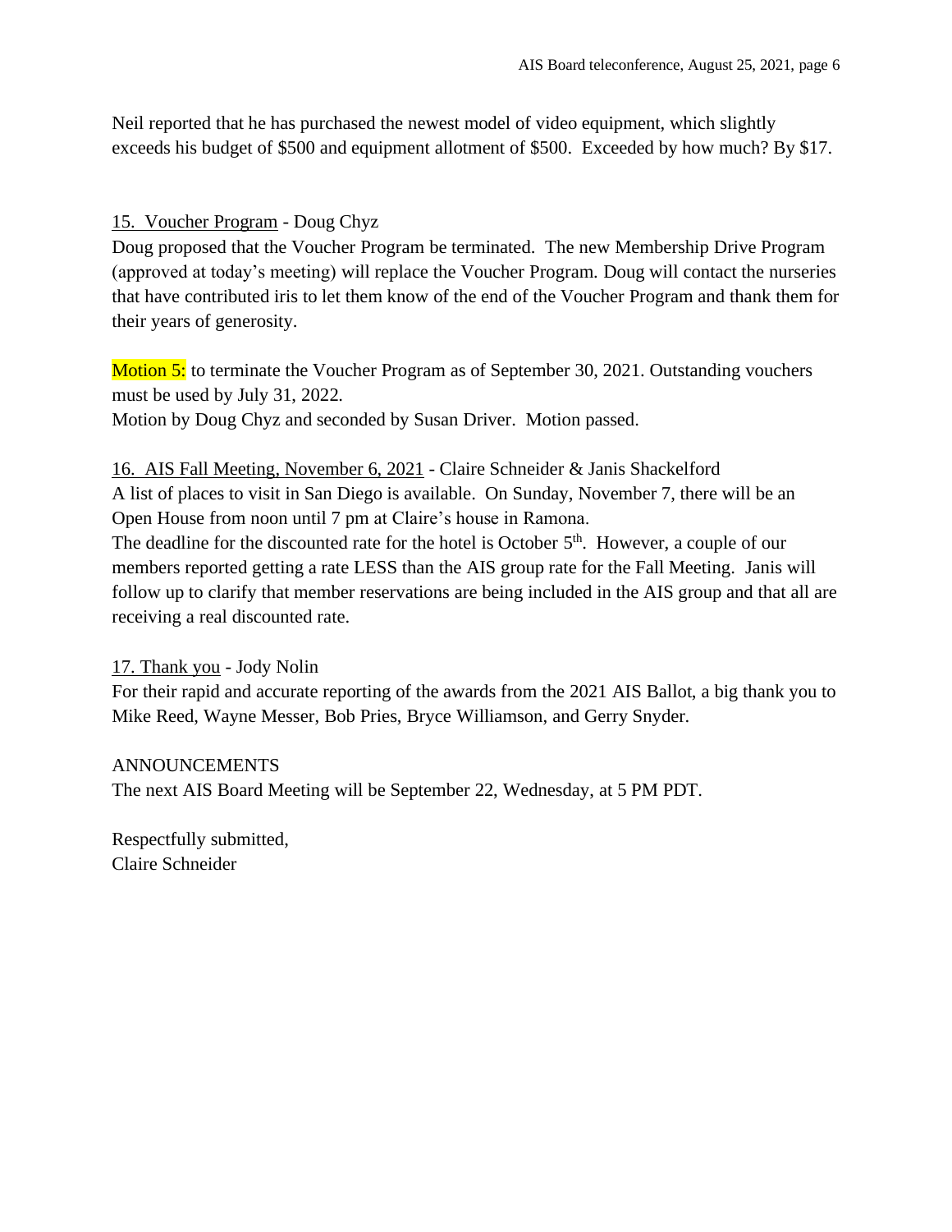Neil reported that he has purchased the newest model of video equipment, which slightly exceeds his budget of $500 and equipment allotment of $500. Exceeded by how much? By $17.

15. Voucher Program - Doug Chyz

Doug proposed that the Voucher Program be terminated. The new Membership Drive Program (approved at today's meeting) will replace the Voucher Program. Doug will contact the nurseries that have contributed iris to let them know of the end of the Voucher Program and thank them for their years of generosity.

Motion 5: to terminate the Voucher Program as of September 30, 2021. Outstanding vouchers must be used by July 31, 2022.
Motion by Doug Chyz and seconded by Susan Driver. Motion passed.

16. AIS Fall Meeting, November 6, 2021 - Claire Schneider & Janis Shackelford

A list of places to visit in San Diego is available. On Sunday, November 7, there will be an Open House from noon until 7 pm at Claire's house in Ramona.
The deadline for the discounted rate for the hotel is October 5th. However, a couple of our members reported getting a rate LESS than the AIS group rate for the Fall Meeting. Janis will follow up to clarify that member reservations are being included in the AIS group and that all are receiving a real discounted rate.

17. Thank you - Jody Nolin

For their rapid and accurate reporting of the awards from the 2021 AIS Ballot, a big thank you to Mike Reed, Wayne Messer, Bob Pries, Bryce Williamson, and Gerry Snyder.

ANNOUNCEMENTS

The next AIS Board Meeting will be September 22, Wednesday, at 5 PM PDT.

Respectfully submitted,
Claire Schneider